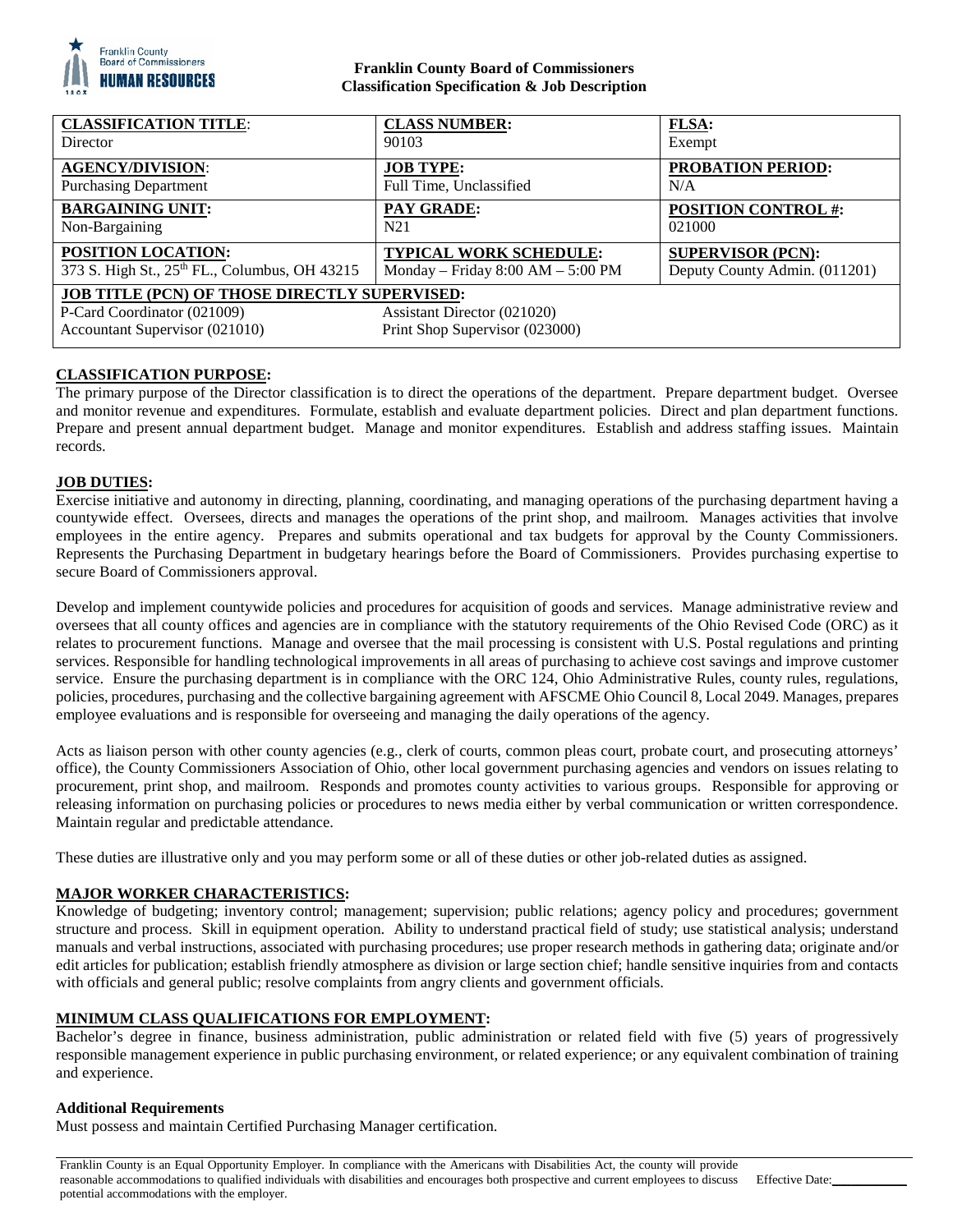**Franklin County Board of Commissioners**
**Classification Specification & Job Description**

| **CLASSIFICATION TITLE**: Director | **CLASS NUMBER:** 90103 | **FLSA:** Exempt |
|---|---|---|
| **AGENCY/DIVISION**: Purchasing Department | **JOB TYPE:** Full Time, Unclassified | **PROBATION PERIOD:** N/A |
| **BARGAINING UNIT:** Non-Bargaining | **PAY GRADE:** N21 | **POSITION CONTROL #:** 021000 |
| **POSITION LOCATION:** 373 S. High St., 25th FL., Columbus, OH 43215 | **TYPICAL WORK SCHEDULE:** Monday – Friday 8:00 AM – 5:00 PM | **SUPERVISOR (PCN):** Deputy County Admin. (011201) |
| **JOB TITLE (PCN) OF THOSE DIRECTLY SUPERVISED:** P-Card Coordinator (021009); Accountant Supervisor (021010); Assistant Director (021020); Print Shop Supervisor (023000) | | |

## CLASSIFICATION PURPOSE:

The primary purpose of the Director classification is to direct the operations of the department. Prepare department budget. Oversee and monitor revenue and expenditures. Formulate, establish and evaluate department policies. Direct and plan department functions. Prepare and present annual department budget. Manage and monitor expenditures. Establish and address staffing issues. Maintain records.

## JOB DUTIES:

Exercise initiative and autonomy in directing, planning, coordinating, and managing operations of the purchasing department having a countywide effect. Oversees, directs and manages the operations of the print shop, and mailroom. Manages activities that involve employees in the entire agency. Prepares and submits operational and tax budgets for approval by the County Commissioners. Represents the Purchasing Department in budgetary hearings before the Board of Commissioners. Provides purchasing expertise to secure Board of Commissioners approval.

Develop and implement countywide policies and procedures for acquisition of goods and services. Manage administrative review and oversees that all county offices and agencies are in compliance with the statutory requirements of the Ohio Revised Code (ORC) as it relates to procurement functions. Manage and oversee that the mail processing is consistent with U.S. Postal regulations and printing services. Responsible for handling technological improvements in all areas of purchasing to achieve cost savings and improve customer service. Ensure the purchasing department is in compliance with the ORC 124, Ohio Administrative Rules, county rules, regulations, policies, procedures, purchasing and the collective bargaining agreement with AFSCME Ohio Council 8, Local 2049. Manages, prepares employee evaluations and is responsible for overseeing and managing the daily operations of the agency.

Acts as liaison person with other county agencies (e.g., clerk of courts, common pleas court, probate court, and prosecuting attorneys' office), the County Commissioners Association of Ohio, other local government purchasing agencies and vendors on issues relating to procurement, print shop, and mailroom. Responds and promotes county activities to various groups. Responsible for approving or releasing information on purchasing policies or procedures to news media either by verbal communication or written correspondence. Maintain regular and predictable attendance.

These duties are illustrative only and you may perform some or all of these duties or other job-related duties as assigned.

## MAJOR WORKER CHARACTERISTICS:

Knowledge of budgeting; inventory control; management; supervision; public relations; agency policy and procedures; government structure and process. Skill in equipment operation. Ability to understand practical field of study; use statistical analysis; understand manuals and verbal instructions, associated with purchasing procedures; use proper research methods in gathering data; originate and/or edit articles for publication; establish friendly atmosphere as division or large section chief; handle sensitive inquiries from and contacts with officials and general public; resolve complaints from angry clients and government officials.

## MINIMUM CLASS QUALIFICATIONS FOR EMPLOYMENT:

Bachelor's degree in finance, business administration, public administration or related field with five (5) years of progressively responsible management experience in public purchasing environment, or related experience; or any equivalent combination of training and experience.

### Additional Requirements

Must possess and maintain Certified Purchasing Manager certification.

Franklin County is an Equal Opportunity Employer. In compliance with the Americans with Disabilities Act, the county will provide reasonable accommodations to qualified individuals with disabilities and encourages both prospective and current employees to discuss potential accommodations with the employer.

Effective Date:___________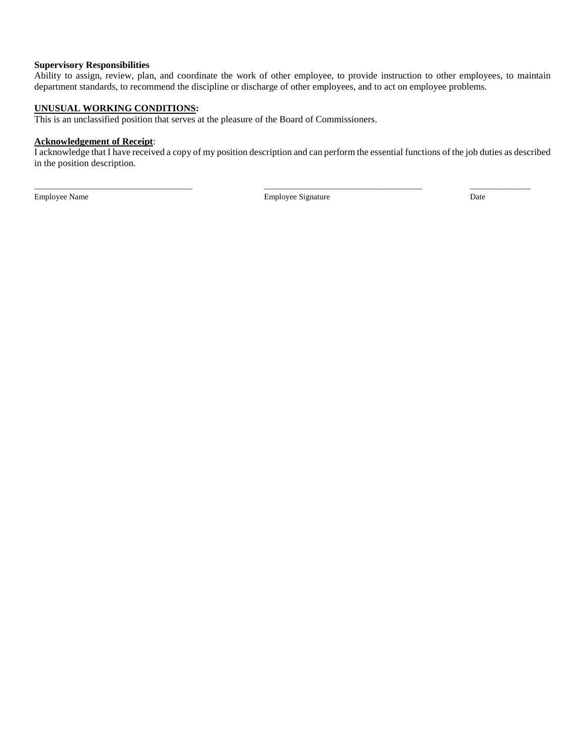**Supervisory Responsibilities**

Ability to assign, review, plan, and coordinate the work of other employee, to provide instruction to other employees, to maintain department standards, to recommend the discipline or discharge of other employees, and to act on employee problems.

**UNUSUAL WORKING CONDITIONS:**

This is an unclassified position that serves at the pleasure of the Board of Commissioners.

**Acknowledgement of Receipt**:

I acknowledge that I have received a copy of my position description and can perform the essential functions of the job duties as described in the position description.

| | | |
|---|---|---|
| ___________________________________ | ___________________________________ | ______________ |
| Employee Name | Employee Signature | Date |